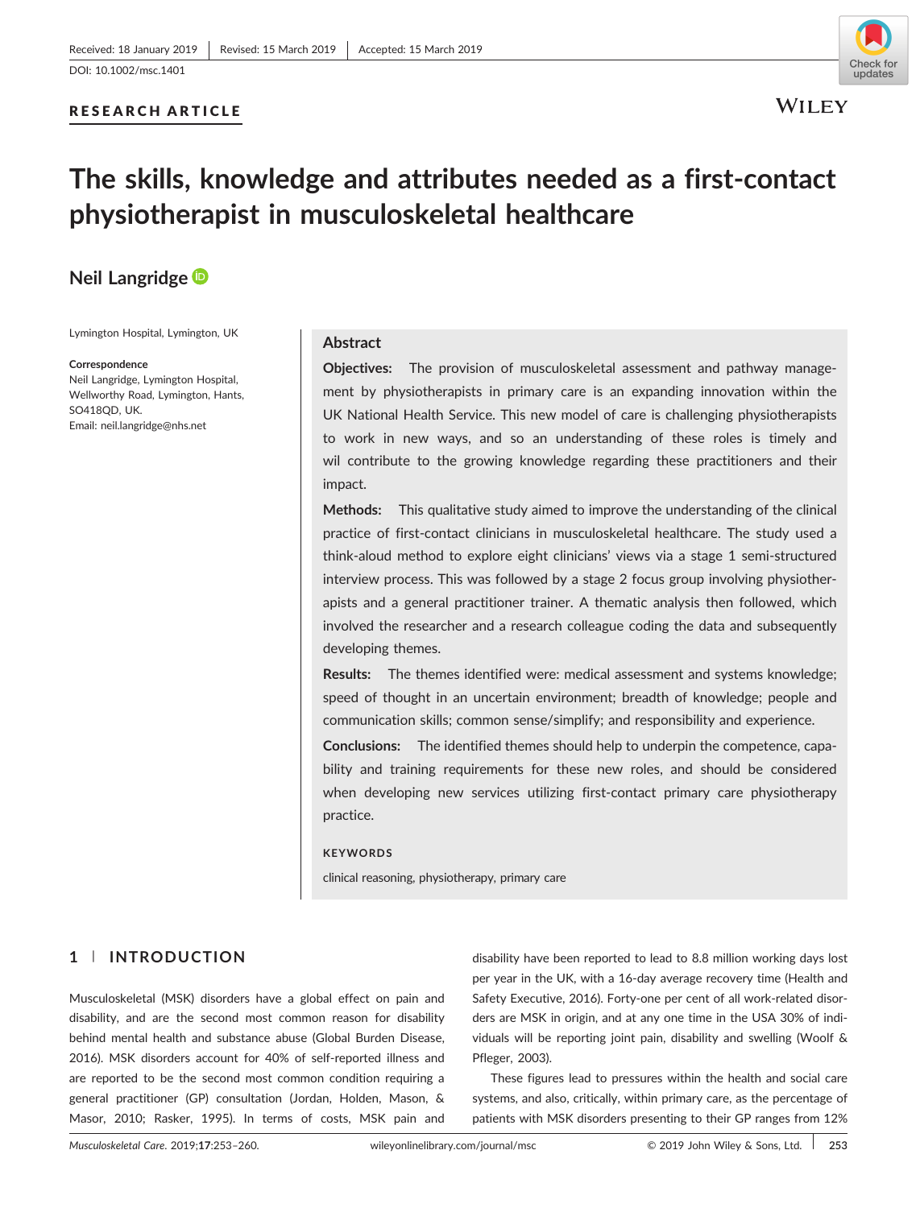Received: 18 January 2019 | Revised: 15 March 2019 | Accepted: 15 March 2019

DOI: 10.1002/msc.1401

RESEARCH ARTICLE

# The skills, knowledge and attributes needed as a first-contact physiotherapist in musculoskeletal healthcare

**Neil Langridge**

Lymington Hospital, Lymington, UK

**Correspondence**
Neil Langridge, Lymington Hospital, Wellworthy Road, Lymington, Hants, SO418QD, UK.
Email: neil.langridge@nhs.net

## Abstract

**Objectives:** The provision of musculoskeletal assessment and pathway management by physiotherapists in primary care is an expanding innovation within the UK National Health Service. This new model of care is challenging physiotherapists to work in new ways, and so an understanding of these roles is timely and wil contribute to the growing knowledge regarding these practitioners and their impact.

**Methods:** This qualitative study aimed to improve the understanding of the clinical practice of first-contact clinicians in musculoskeletal healthcare. The study used a think-aloud method to explore eight clinicians' views via a stage 1 semi-structured interview process. This was followed by a stage 2 focus group involving physiotherapists and a general practitioner trainer. A thematic analysis then followed, which involved the researcher and a research colleague coding the data and subsequently developing themes.

**Results:** The themes identified were: medical assessment and systems knowledge; speed of thought in an uncertain environment; breadth of knowledge; people and communication skills; common sense/simplify; and responsibility and experience.

**Conclusions:** The identified themes should help to underpin the competence, capability and training requirements for these new roles, and should be considered when developing new services utilizing first-contact primary care physiotherapy practice.

**KEYWORDS**

clinical reasoning, physiotherapy, primary care

## 1 | INTRODUCTION

Musculoskeletal (MSK) disorders have a global effect on pain and disability, and are the second most common reason for disability behind mental health and substance abuse (Global Burden Disease, 2016). MSK disorders account for 40% of self-reported illness and are reported to be the second most common condition requiring a general practitioner (GP) consultation (Jordan, Holden, Mason, & Masor, 2010; Rasker, 1995). In terms of costs, MSK pain and disability have been reported to lead to 8.8 million working days lost per year in the UK, with a 16-day average recovery time (Health and Safety Executive, 2016). Forty-one per cent of all work-related disorders are MSK in origin, and at any one time in the USA 30% of individuals will be reporting joint pain, disability and swelling (Woolf & Pfleger, 2003).

These figures lead to pressures within the health and social care systems, and also, critically, within primary care, as the percentage of patients with MSK disorders presenting to their GP ranges from 12%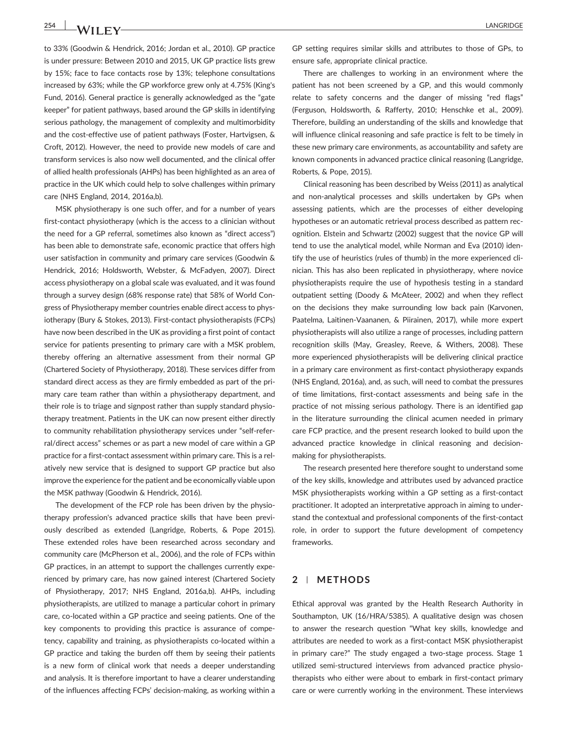to 33% (Goodwin & Hendrick, 2016; Jordan et al., 2010). GP practice is under pressure: Between 2010 and 2015, UK GP practice lists grew by 15%; face to face contacts rose by 13%; telephone consultations increased by 63%; while the GP workforce grew only at 4.75% (King's Fund, 2016). General practice is generally acknowledged as the "gate keeper" for patient pathways, based around the GP skills in identifying serious pathology, the management of complexity and multimorbidity and the cost-effective use of patient pathways (Foster, Hartvigsen, & Croft, 2012). However, the need to provide new models of care and transform services is also now well documented, and the clinical offer of allied health professionals (AHPs) has been highlighted as an area of practice in the UK which could help to solve challenges within primary care (NHS England, 2014, 2016a,b).

MSK physiotherapy is one such offer, and for a number of years first-contact physiotherapy (which is the access to a clinician without the need for a GP referral, sometimes also known as "direct access") has been able to demonstrate safe, economic practice that offers high user satisfaction in community and primary care services (Goodwin & Hendrick, 2016; Holdsworth, Webster, & McFadyen, 2007). Direct access physiotherapy on a global scale was evaluated, and it was found through a survey design (68% response rate) that 58% of World Congress of Physiotherapy member countries enable direct access to physiotherapy (Bury & Stokes, 2013). First-contact physiotherapists (FCPs) have now been described in the UK as providing a first point of contact service for patients presenting to primary care with a MSK problem, thereby offering an alternative assessment from their normal GP (Chartered Society of Physiotherapy, 2018). These services differ from standard direct access as they are firmly embedded as part of the primary care team rather than within a physiotherapy department, and their role is to triage and signpost rather than supply standard physiotherapy treatment. Patients in the UK can now present either directly to community rehabilitation physiotherapy services under "self-referral/direct access" schemes or as part a new model of care within a GP practice for a first-contact assessment within primary care. This is a relatively new service that is designed to support GP practice but also improve the experience for the patient and be economically viable upon the MSK pathway (Goodwin & Hendrick, 2016).

The development of the FCP role has been driven by the physiotherapy profession's advanced practice skills that have been previously described as extended (Langridge, Roberts, & Pope 2015). These extended roles have been researched across secondary and community care (McPherson et al., 2006), and the role of FCPs within GP practices, in an attempt to support the challenges currently experienced by primary care, has now gained interest (Chartered Society of Physiotherapy, 2017; NHS England, 2016a,b). AHPs, including physiotherapists, are utilized to manage a particular cohort in primary care, co-located within a GP practice and seeing patients. One of the key components to providing this practice is assurance of competency, capability and training, as physiotherapists co-located within a GP practice and taking the burden off them by seeing their patients is a new form of clinical work that needs a deeper understanding and analysis. It is therefore important to have a clearer understanding of the influences affecting FCPs' decision-making, as working within a GP setting requires similar skills and attributes to those of GPs, to ensure safe, appropriate clinical practice.

There are challenges to working in an environment where the patient has not been screened by a GP, and this would commonly relate to safety concerns and the danger of missing "red flags" (Ferguson, Holdsworth, & Rafferty, 2010; Henschke et al., 2009). Therefore, building an understanding of the skills and knowledge that will influence clinical reasoning and safe practice is felt to be timely in these new primary care environments, as accountability and safety are known components in advanced practice clinical reasoning (Langridge, Roberts, & Pope, 2015).

Clinical reasoning has been described by Weiss (2011) as analytical and non-analytical processes and skills undertaken by GPs when assessing patients, which are the processes of either developing hypotheses or an automatic retrieval process described as pattern recognition. Elstein and Schwartz (2002) suggest that the novice GP will tend to use the analytical model, while Norman and Eva (2010) identify the use of heuristics (rules of thumb) in the more experienced clinician. This has also been replicated in physiotherapy, where novice physiotherapists require the use of hypothesis testing in a standard outpatient setting (Doody & McAteer, 2002) and when they reflect on the decisions they make surrounding low back pain (Karvonen, Paatelma, Laitinen-Vaananen, & Piirainen, 2017), while more expert physiotherapists will also utilize a range of processes, including pattern recognition skills (May, Greasley, Reeve, & Withers, 2008). These more experienced physiotherapists will be delivering clinical practice in a primary care environment as first-contact physiotherapy expands (NHS England, 2016a), and, as such, will need to combat the pressures of time limitations, first-contact assessments and being safe in the practice of not missing serious pathology. There is an identified gap in the literature surrounding the clinical acumen needed in primary care FCP practice, and the present research looked to build upon the advanced practice knowledge in clinical reasoning and decision-making for physiotherapists.

The research presented here therefore sought to understand some of the key skills, knowledge and attributes used by advanced practice MSK physiotherapists working within a GP setting as a first-contact practitioner. It adopted an interpretative approach in aiming to understand the contextual and professional components of the first-contact role, in order to support the future development of competency frameworks.

## 2 | METHODS

Ethical approval was granted by the Health Research Authority in Southampton, UK (16/HRA/5385). A qualitative design was chosen to answer the research question "What key skills, knowledge and attributes are needed to work as a first-contact MSK physiotherapist in primary care?" The study engaged a two-stage process. Stage 1 utilized semi-structured interviews from advanced practice physiotherapists who either were about to embark in first-contact primary care or were currently working in the environment. These interviews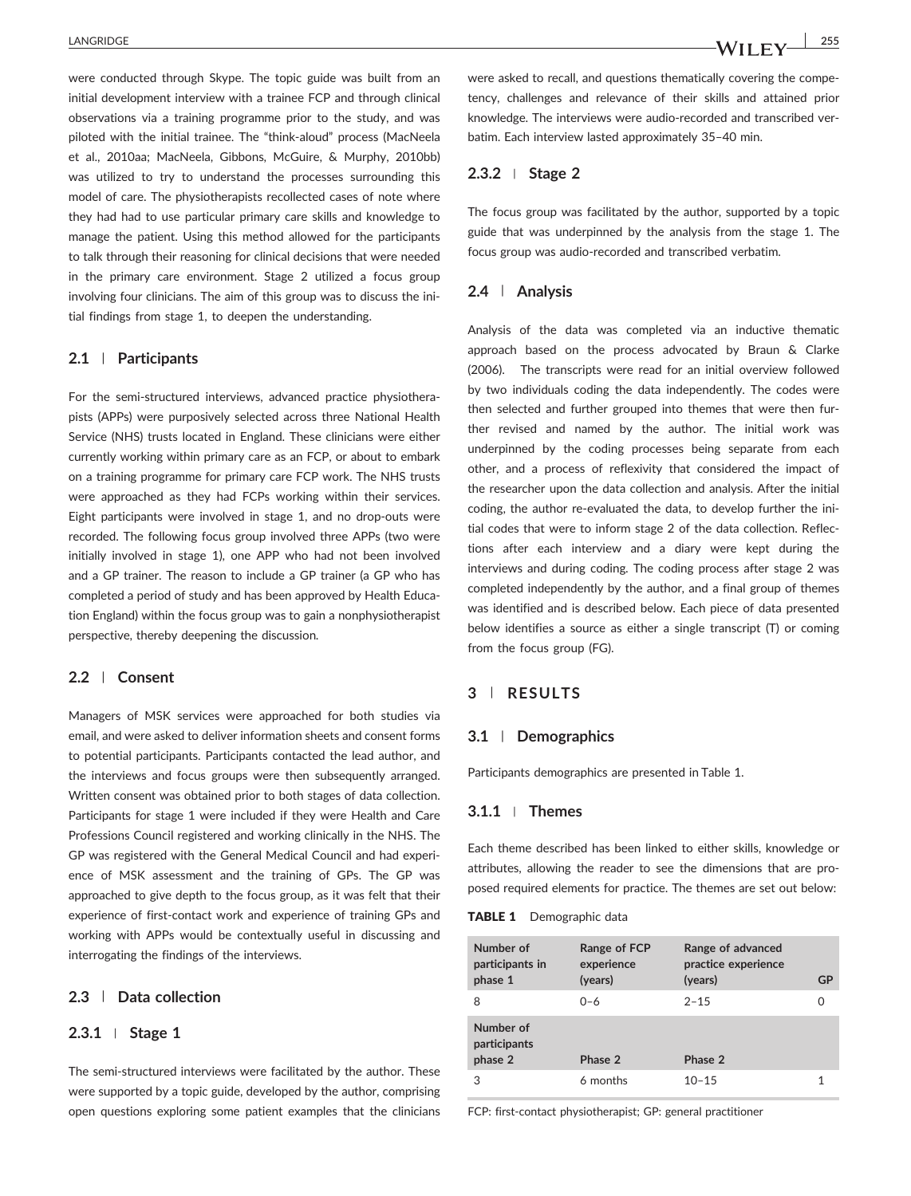were conducted through Skype. The topic guide was built from an initial development interview with a trainee FCP and through clinical observations via a training programme prior to the study, and was piloted with the initial trainee. The "think-aloud" process (MacNeela et al., 2010aa; MacNeela, Gibbons, McGuire, & Murphy, 2010bb) was utilized to try to understand the processes surrounding this model of care. The physiotherapists recollected cases of note where they had had to use particular primary care skills and knowledge to manage the patient. Using this method allowed for the participants to talk through their reasoning for clinical decisions that were needed in the primary care environment. Stage 2 utilized a focus group involving four clinicians. The aim of this group was to discuss the initial findings from stage 1, to deepen the understanding.

## 2.1 | Participants

For the semi-structured interviews, advanced practice physiotherapists (APPs) were purposively selected across three National Health Service (NHS) trusts located in England. These clinicians were either currently working within primary care as an FCP, or about to embark on a training programme for primary care FCP work. The NHS trusts were approached as they had FCPs working within their services. Eight participants were involved in stage 1, and no drop-outs were recorded. The following focus group involved three APPs (two were initially involved in stage 1), one APP who had not been involved and a GP trainer. The reason to include a GP trainer (a GP who has completed a period of study and has been approved by Health Education England) within the focus group was to gain a nonphysiotherapist perspective, thereby deepening the discussion.

## 2.2 | Consent

Managers of MSK services were approached for both studies via email, and were asked to deliver information sheets and consent forms to potential participants. Participants contacted the lead author, and the interviews and focus groups were then subsequently arranged. Written consent was obtained prior to both stages of data collection. Participants for stage 1 were included if they were Health and Care Professions Council registered and working clinically in the NHS. The GP was registered with the General Medical Council and had experience of MSK assessment and the training of GPs. The GP was approached to give depth to the focus group, as it was felt that their experience of first-contact work and experience of training GPs and working with APPs would be contextually useful in discussing and interrogating the findings of the interviews.

## 2.3 | Data collection

### 2.3.1 | Stage 1

The semi-structured interviews were facilitated by the author. These were supported by a topic guide, developed by the author, comprising open questions exploring some patient examples that the clinicians were asked to recall, and questions thematically covering the competency, challenges and relevance of their skills and attained prior knowledge. The interviews were audio-recorded and transcribed verbatim. Each interview lasted approximately 35–40 min.

### 2.3.2 | Stage 2

The focus group was facilitated by the author, supported by a topic guide that was underpinned by the analysis from the stage 1. The focus group was audio-recorded and transcribed verbatim.

## 2.4 | Analysis

Analysis of the data was completed via an inductive thematic approach based on the process advocated by Braun & Clarke (2006). The transcripts were read for an initial overview followed by two individuals coding the data independently. The codes were then selected and further grouped into themes that were then further revised and named by the author. The initial work was underpinned by the coding processes being separate from each other, and a process of reflexivity that considered the impact of the researcher upon the data collection and analysis. After the initial coding, the author re-evaluated the data, to develop further the initial codes that were to inform stage 2 of the data collection. Reflections after each interview and a diary were kept during the interviews and during coding. The coding process after stage 2 was completed independently by the author, and a final group of themes was identified and is described below. Each piece of data presented below identifies a source as either a single transcript (T) or coming from the focus group (FG).

# 3 | RESULTS

## 3.1 | Demographics

Participants demographics are presented in Table 1.

### 3.1.1 | Themes

Each theme described has been linked to either skills, knowledge or attributes, allowing the reader to see the dimensions that are proposed required elements for practice. The themes are set out below:

**TABLE 1** Demographic data

| Number of participants in phase 1 | Range of FCP experience (years) | Range of advanced practice experience (years) | GP |
|---|---|---|---|
| 8 | 0–6 | 2–15 | 0 |
| **Number of participants phase 2** | **Phase 2** | **Phase 2** | |
| 3 | 6 months | 10–15 | 1 |

FCP: first-contact physiotherapist; GP: general practitioner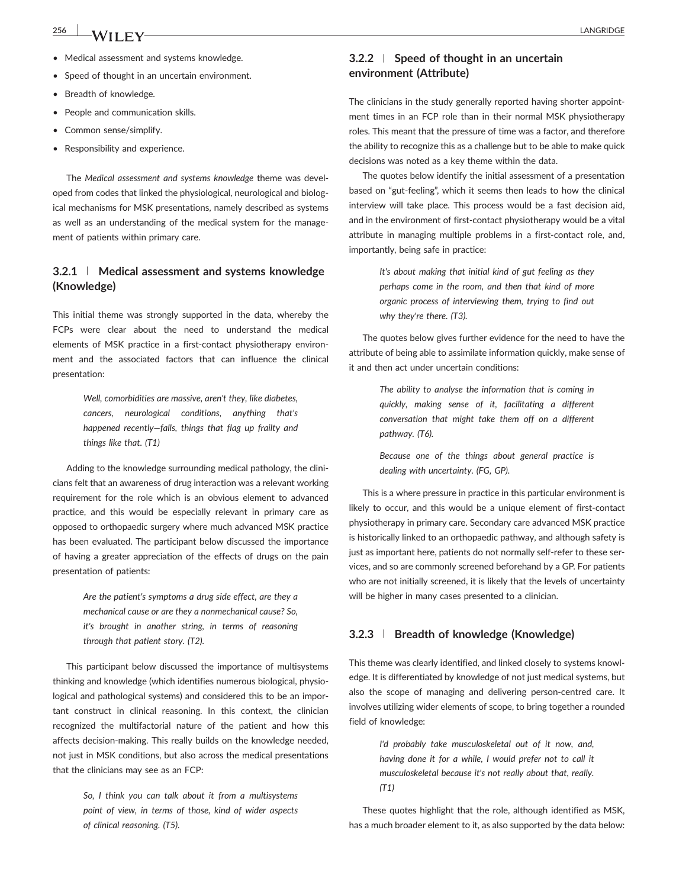- Medical assessment and systems knowledge.
- Speed of thought in an uncertain environment.
- Breadth of knowledge.
- People and communication skills.
- Common sense/simplify.
- Responsibility and experience.

The *Medical assessment and systems knowledge* theme was developed from codes that linked the physiological, neurological and biological mechanisms for MSK presentations, namely described as systems as well as an understanding of the medical system for the management of patients within primary care.

### 3.2.1 | Medical assessment and systems knowledge (Knowledge)

This initial theme was strongly supported in the data, whereby the FCPs were clear about the need to understand the medical elements of MSK practice in a first-contact physiotherapy environment and the associated factors that can influence the clinical presentation:

> *Well, comorbidities are massive, aren't they, like diabetes, cancers, neurological conditions, anything that's happened recently—falls, things that flag up frailty and things like that. (T1)*

Adding to the knowledge surrounding medical pathology, the clinicians felt that an awareness of drug interaction was a relevant working requirement for the role which is an obvious element to advanced practice, and this would be especially relevant in primary care as opposed to orthopaedic surgery where much advanced MSK practice has been evaluated. The participant below discussed the importance of having a greater appreciation of the effects of drugs on the pain presentation of patients:

> *Are the patient's symptoms a drug side effect, are they a mechanical cause or are they a nonmechanical cause? So, it's brought in another string, in terms of reasoning through that patient story. (T2).*

This participant below discussed the importance of multisystems thinking and knowledge (which identifies numerous biological, physiological and pathological systems) and considered this to be an important construct in clinical reasoning. In this context, the clinician recognized the multifactorial nature of the patient and how this affects decision-making. This really builds on the knowledge needed, not just in MSK conditions, but also across the medical presentations that the clinicians may see as an FCP:

> *So, I think you can talk about it from a multisystems point of view, in terms of those, kind of wider aspects of clinical reasoning. (T5).*

### 3.2.2 | Speed of thought in an uncertain environment (Attribute)

The clinicians in the study generally reported having shorter appointment times in an FCP role than in their normal MSK physiotherapy roles. This meant that the pressure of time was a factor, and therefore the ability to recognize this as a challenge but to be able to make quick decisions was noted as a key theme within the data.

The quotes below identify the initial assessment of a presentation based on "gut-feeling", which it seems then leads to how the clinical interview will take place. This process would be a fast decision aid, and in the environment of first-contact physiotherapy would be a vital attribute in managing multiple problems in a first-contact role, and, importantly, being safe in practice:

> *It's about making that initial kind of gut feeling as they perhaps come in the room, and then that kind of more organic process of interviewing them, trying to find out why they're there. (T3).*

The quotes below gives further evidence for the need to have the attribute of being able to assimilate information quickly, make sense of it and then act under uncertain conditions:

> *The ability to analyse the information that is coming in quickly, making sense of it, facilitating a different conversation that might take them off on a different pathway. (T6).*
>
> *Because one of the things about general practice is dealing with uncertainty. (FG, GP).*

This is a where pressure in practice in this particular environment is likely to occur, and this would be a unique element of first-contact physiotherapy in primary care. Secondary care advanced MSK practice is historically linked to an orthopaedic pathway, and although safety is just as important here, patients do not normally self-refer to these services, and so are commonly screened beforehand by a GP. For patients who are not initially screened, it is likely that the levels of uncertainty will be higher in many cases presented to a clinician.

### 3.2.3 | Breadth of knowledge (Knowledge)

This theme was clearly identified, and linked closely to systems knowledge. It is differentiated by knowledge of not just medical systems, but also the scope of managing and delivering person-centred care. It involves utilizing wider elements of scope, to bring together a rounded field of knowledge:

> *I'd probably take musculoskeletal out of it now, and, having done it for a while, I would prefer not to call it musculoskeletal because it's not really about that, really. (T1)*

These quotes highlight that the role, although identified as MSK, has a much broader element to it, as also supported by the data below: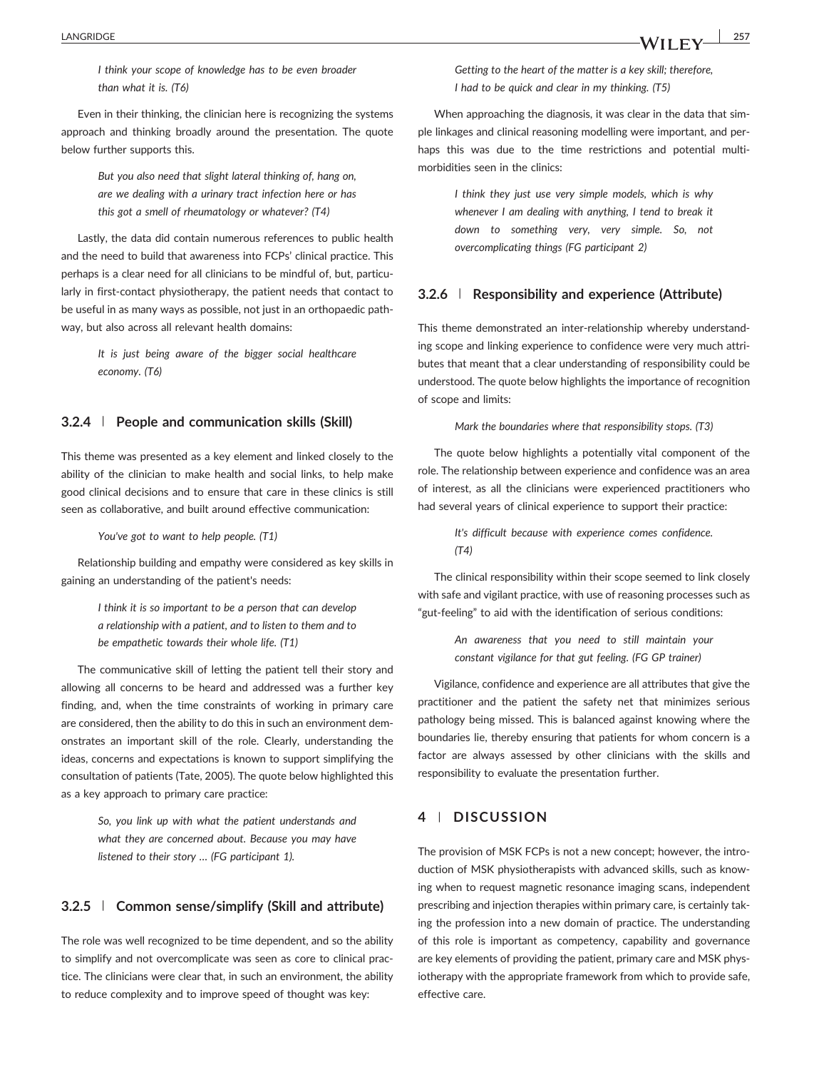> *I think your scope of knowledge has to be even broader than what it is. (T6)*

Even in their thinking, the clinician here is recognizing the systems approach and thinking broadly around the presentation. The quote below further supports this.

> *But you also need that slight lateral thinking of, hang on, are we dealing with a urinary tract infection here or has this got a smell of rheumatology or whatever? (T4)*

Lastly, the data did contain numerous references to public health and the need to build that awareness into FCPs' clinical practice. This perhaps is a clear need for all clinicians to be mindful of, but, particularly in first-contact physiotherapy, the patient needs that contact to be useful in as many ways as possible, not just in an orthopaedic pathway, but also across all relevant health domains:

> *It is just being aware of the bigger social healthcare economy. (T6)*

### 3.2.4 | People and communication skills (Skill)

This theme was presented as a key element and linked closely to the ability of the clinician to make health and social links, to help make good clinical decisions and to ensure that care in these clinics is still seen as collaborative, and built around effective communication:

> *You've got to want to help people. (T1)*

Relationship building and empathy were considered as key skills in gaining an understanding of the patient's needs:

> *I think it is so important to be a person that can develop a relationship with a patient, and to listen to them and to be empathetic towards their whole life. (T1)*

The communicative skill of letting the patient tell their story and allowing all concerns to be heard and addressed was a further key finding, and, when the time constraints of working in primary care are considered, then the ability to do this in such an environment demonstrates an important skill of the role. Clearly, understanding the ideas, concerns and expectations is known to support simplifying the consultation of patients (Tate, 2005). The quote below highlighted this as a key approach to primary care practice:

> *So, you link up with what the patient understands and what they are concerned about. Because you may have listened to their story … (FG participant 1).*

### 3.2.5 | Common sense/simplify (Skill and attribute)

The role was well recognized to be time dependent, and so the ability to simplify and not overcomplicate was seen as core to clinical practice. The clinicians were clear that, in such an environment, the ability to reduce complexity and to improve speed of thought was key:

> *Getting to the heart of the matter is a key skill; therefore, I had to be quick and clear in my thinking. (T5)*

When approaching the diagnosis, it was clear in the data that simple linkages and clinical reasoning modelling were important, and perhaps this was due to the time restrictions and potential multimorbidities seen in the clinics:

> *I think they just use very simple models, which is why whenever I am dealing with anything, I tend to break it down to something very, very simple. So, not overcomplicating things (FG participant 2)*

### 3.2.6 | Responsibility and experience (Attribute)

This theme demonstrated an inter-relationship whereby understanding scope and linking experience to confidence were very much attributes that meant that a clear understanding of responsibility could be understood. The quote below highlights the importance of recognition of scope and limits:

> *Mark the boundaries where that responsibility stops. (T3)*

The quote below highlights a potentially vital component of the role. The relationship between experience and confidence was an area of interest, as all the clinicians were experienced practitioners who had several years of clinical experience to support their practice:

> *It's difficult because with experience comes confidence. (T4)*

The clinical responsibility within their scope seemed to link closely with safe and vigilant practice, with use of reasoning processes such as "gut-feeling" to aid with the identification of serious conditions:

> *An awareness that you need to still maintain your constant vigilance for that gut feeling. (FG GP trainer)*

Vigilance, confidence and experience are all attributes that give the practitioner and the patient the safety net that minimizes serious pathology being missed. This is balanced against knowing where the boundaries lie, thereby ensuring that patients for whom concern is a factor are always assessed by other clinicians with the skills and responsibility to evaluate the presentation further.

## 4 | DISCUSSION

The provision of MSK FCPs is not a new concept; however, the introduction of MSK physiotherapists with advanced skills, such as knowing when to request magnetic resonance imaging scans, independent prescribing and injection therapies within primary care, is certainly taking the profession into a new domain of practice. The understanding of this role is important as competency, capability and governance are key elements of providing the patient, primary care and MSK physiotherapy with the appropriate framework from which to provide safe, effective care.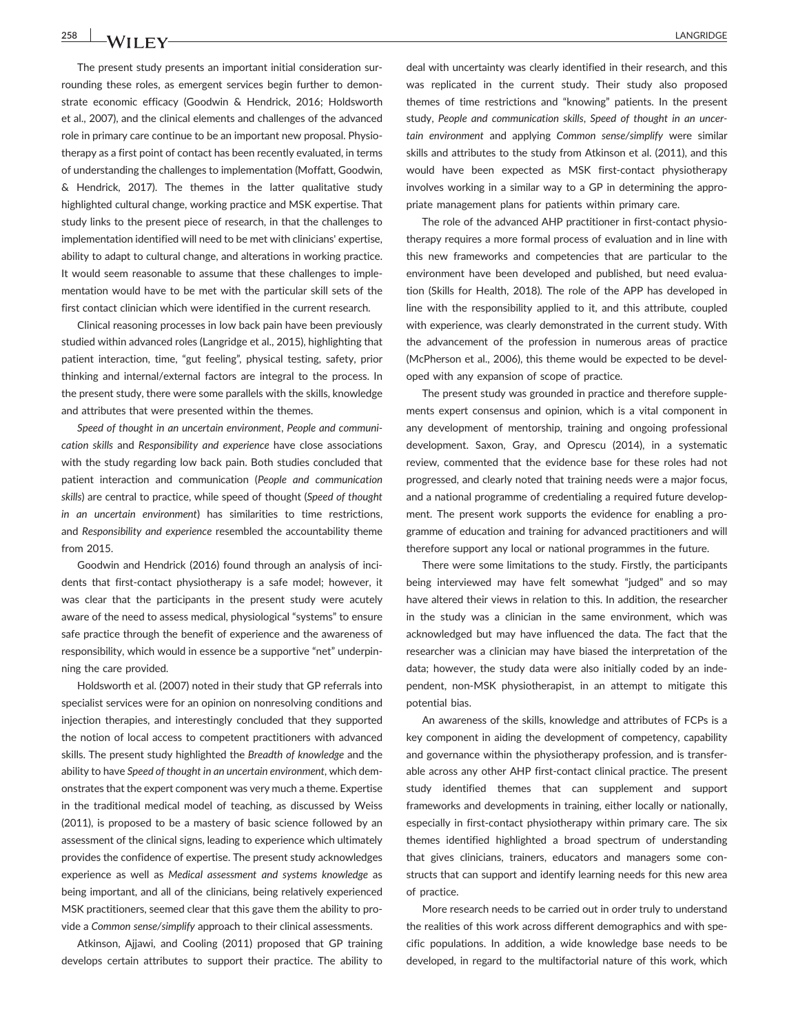The present study presents an important initial consideration surrounding these roles, as emergent services begin further to demonstrate economic efficacy (Goodwin & Hendrick, 2016; Holdsworth et al., 2007), and the clinical elements and challenges of the advanced role in primary care continue to be an important new proposal. Physiotherapy as a first point of contact has been recently evaluated, in terms of understanding the challenges to implementation (Moffatt, Goodwin, & Hendrick, 2017). The themes in the latter qualitative study highlighted cultural change, working practice and MSK expertise. That study links to the present piece of research, in that the challenges to implementation identified will need to be met with clinicians' expertise, ability to adapt to cultural change, and alterations in working practice. It would seem reasonable to assume that these challenges to implementation would have to be met with the particular skill sets of the first contact clinician which were identified in the current research.

Clinical reasoning processes in low back pain have been previously studied within advanced roles (Langridge et al., 2015), highlighting that patient interaction, time, "gut feeling", physical testing, safety, prior thinking and internal/external factors are integral to the process. In the present study, there were some parallels with the skills, knowledge and attributes that were presented within the themes.

*Speed of thought in an uncertain environment*, *People and communication skills* and *Responsibility and experience* have close associations with the study regarding low back pain. Both studies concluded that patient interaction and communication (*People and communication skills*) are central to practice, while speed of thought (*Speed of thought in an uncertain environment*) has similarities to time restrictions, and *Responsibility and experience* resembled the accountability theme from 2015.

Goodwin and Hendrick (2016) found through an analysis of incidents that first-contact physiotherapy is a safe model; however, it was clear that the participants in the present study were acutely aware of the need to assess medical, physiological "systems" to ensure safe practice through the benefit of experience and the awareness of responsibility, which would in essence be a supportive "net" underpinning the care provided.

Holdsworth et al. (2007) noted in their study that GP referrals into specialist services were for an opinion on nonresolving conditions and injection therapies, and interestingly concluded that they supported the notion of local access to competent practitioners with advanced skills. The present study highlighted the *Breadth of knowledge* and the ability to have *Speed of thought in an uncertain environment*, which demonstrates that the expert component was very much a theme. Expertise in the traditional medical model of teaching, as discussed by Weiss (2011), is proposed to be a mastery of basic science followed by an assessment of the clinical signs, leading to experience which ultimately provides the confidence of expertise. The present study acknowledges experience as well as *Medical assessment and systems knowledge* as being important, and all of the clinicians, being relatively experienced MSK practitioners, seemed clear that this gave them the ability to provide a *Common sense/simplify* approach to their clinical assessments.

Atkinson, Ajjawi, and Cooling (2011) proposed that GP training develops certain attributes to support their practice. The ability to deal with uncertainty was clearly identified in their research, and this was replicated in the current study. Their study also proposed themes of time restrictions and "knowing" patients. In the present study, *People and communication skills*, *Speed of thought in an uncertain environment* and applying *Common sense/simplify* were similar skills and attributes to the study from Atkinson et al. (2011), and this would have been expected as MSK first-contact physiotherapy involves working in a similar way to a GP in determining the appropriate management plans for patients within primary care.

The role of the advanced AHP practitioner in first-contact physiotherapy requires a more formal process of evaluation and in line with this new frameworks and competencies that are particular to the environment have been developed and published, but need evaluation (Skills for Health, 2018). The role of the APP has developed in line with the responsibility applied to it, and this attribute, coupled with experience, was clearly demonstrated in the current study. With the advancement of the profession in numerous areas of practice (McPherson et al., 2006), this theme would be expected to be developed with any expansion of scope of practice.

The present study was grounded in practice and therefore supplements expert consensus and opinion, which is a vital component in any development of mentorship, training and ongoing professional development. Saxon, Gray, and Oprescu (2014), in a systematic review, commented that the evidence base for these roles had not progressed, and clearly noted that training needs were a major focus, and a national programme of credentialing a required future development. The present work supports the evidence for enabling a programme of education and training for advanced practitioners and will therefore support any local or national programmes in the future.

There were some limitations to the study. Firstly, the participants being interviewed may have felt somewhat "judged" and so may have altered their views in relation to this. In addition, the researcher in the study was a clinician in the same environment, which was acknowledged but may have influenced the data. The fact that the researcher was a clinician may have biased the interpretation of the data; however, the study data were also initially coded by an independent, non-MSK physiotherapist, in an attempt to mitigate this potential bias.

An awareness of the skills, knowledge and attributes of FCPs is a key component in aiding the development of competency, capability and governance within the physiotherapy profession, and is transferable across any other AHP first-contact clinical practice. The present study identified themes that can supplement and support frameworks and developments in training, either locally or nationally, especially in first-contact physiotherapy within primary care. The six themes identified highlighted a broad spectrum of understanding that gives clinicians, trainers, educators and managers some constructs that can support and identify learning needs for this new area of practice.

More research needs to be carried out in order truly to understand the realities of this work across different demographics and with specific populations. In addition, a wide knowledge base needs to be developed, in regard to the multifactorial nature of this work, which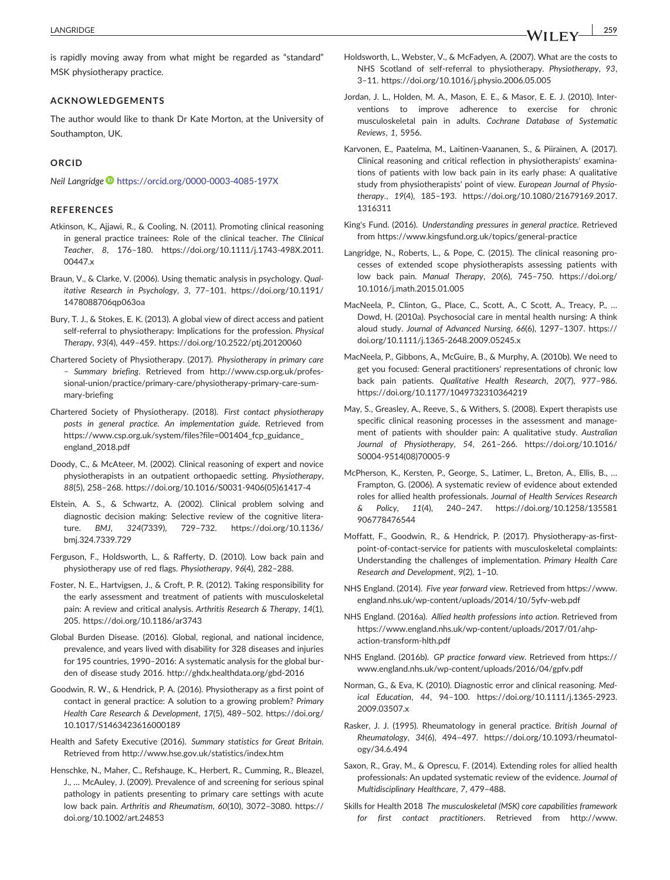is rapidly moving away from what might be regarded as "standard" MSK physiotherapy practice.

## ACKNOWLEDGEMENTS

The author would like to thank Dr Kate Morton, at the University of Southampton, UK.

## ORCID

*Neil Langridge* https://orcid.org/0000-0003-4085-197X

## REFERENCES

Atkinson, K., Ajjawi, R., & Cooling, N. (2011). Promoting clinical reasoning in general practice trainees: Role of the clinical teacher. *The Clinical Teacher*, *8*, 176–180. https://doi.org/10.1111/j.1743-498X.2011.00447.x

Braun, V., & Clarke, V. (2006). Using thematic analysis in psychology. *Qualitative Research in Psychology*, *3*, 77–101. https://doi.org/10.1191/1478088706qp063oa

Bury, T. J., & Stokes, E. K. (2013). A global view of direct access and patient self-referral to physiotherapy: Implications for the profession. *Physical Therapy*, *93*(4), 449–459. https://doi.org/10.2522/ptj.20120060

Chartered Society of Physiotherapy. (2017). *Physiotherapy in primary care – Summary briefing*. Retrieved from http://www.csp.org.uk/professional-union/practice/primary-care/physiotherapy-primary-care-summary-briefing

Chartered Society of Physiotherapy. (2018). *First contact physiotherapy posts in general practice. An implementation guide*. Retrieved from https://www.csp.org.uk/system/files?file=001404_fcp_guidance_england_2018.pdf

Doody, C., & McAteer, M. (2002). Clinical reasoning of expert and novice physiotherapists in an outpatient orthopaedic setting. *Physiotherapy*, *88*(5), 258–268. https://doi.org/10.1016/S0031-9406(05)61417-4

Elstein, A. S., & Schwartz, A. (2002). Clinical problem solving and diagnostic decision making: Selective review of the cognitive literature. *BMJ*, *324*(7339), 729–732. https://doi.org/10.1136/bmj.324.7339.729

Ferguson, F., Holdsworth, L., & Rafferty, D. (2010). Low back pain and physiotherapy use of red flags. *Physiotherapy*, *96*(4), 282–288.

Foster, N. E., Hartvigsen, J., & Croft, P. R. (2012). Taking responsibility for the early assessment and treatment of patients with musculoskeletal pain: A review and critical analysis. *Arthritis Research & Therapy*, *14*(1), 205. https://doi.org/10.1186/ar3743

Global Burden Disease. (2016). Global, regional, and national incidence, prevalence, and years lived with disability for 328 diseases and injuries for 195 countries, 1990–2016: A systematic analysis for the global burden of disease study 2016. http://ghdx.healthdata.org/gbd-2016

Goodwin, R. W., & Hendrick, P. A. (2016). Physiotherapy as a first point of contact in general practice: A solution to a growing problem? *Primary Health Care Research & Development*, *17*(5), 489–502. https://doi.org/10.1017/S1463423616000189

Health and Safety Executive (2016). *Summary statistics for Great Britain*. Retrieved from http://www.hse.gov.uk/statistics/index.htm

Henschke, N., Maher, C., Refshauge, K., Herbert, R., Cumming, R., Bleazel, J., … McAuley, J. (2009). Prevalence of and screening for serious spinal pathology in patients presenting to primary care settings with acute low back pain. *Arthritis and Rheumatism*, *60*(10), 3072–3080. https://doi.org/10.1002/art.24853

Holdsworth, L., Webster, V., & McFadyen, A. (2007). What are the costs to NHS Scotland of self-referral to physiotherapy. *Physiotherapy*, *93*, 3–11. https://doi.org/10.1016/j.physio.2006.05.005

Jordan, J. L., Holden, M. A., Mason, E. E., & Masor, E. E. J. (2010). Interventions to improve adherence to exercise for chronic musculoskeletal pain in adults. *Cochrane Database of Systematic Reviews*, *1*, 5956.

Karvonen, E., Paatelma, M., Laitinen-Vaananen, S., & Piirainen, A. (2017). Clinical reasoning and critical reflection in physiotherapists' examinations of patients with low back pain in its early phase: A qualitative study from physiotherapists' point of view. *European Journal of Physiotherapy.*, *19*(4), 185–193. https://doi.org/10.1080/21679169.2017.1316311

King's Fund. (2016). *Understanding pressures in general practice*. Retrieved from https://www.kingsfund.org.uk/topics/general-practice

Langridge, N., Roberts, L., & Pope, C. (2015). The clinical reasoning processes of extended scope physiotherapists assessing patients with low back pain. *Manual Therapy*, *20*(6), 745–750. https://doi.org/10.1016/j.math.2015.01.005

MacNeela, P., Clinton, G., Place, C., Scott, A., C Scott, A., Treacy, P., … Dowd, H. (2010a). Psychosocial care in mental health nursing: A think aloud study. *Journal of Advanced Nursing*, *66*(6), 1297–1307. https://doi.org/10.1111/j.1365-2648.2009.05245.x

MacNeela, P., Gibbons, A., McGuire, B., & Murphy, A. (2010b). We need to get you focused: General practitioners' representations of chronic low back pain patients. *Qualitative Health Research*, *20*(7), 977–986. https://doi.org/10.1177/1049732310364219

May, S., Greasley, A., Reeve, S., & Withers, S. (2008). Expert therapists use specific clinical reasoning processes in the assessment and management of patients with shoulder pain: A qualitative study. *Australian Journal of Physiotherapy*, *54*, 261–266. https://doi.org/10.1016/S0004-9514(08)70005-9

McPherson, K., Kersten, P., George, S., Latimer, L., Breton, A., Ellis, B., … Frampton, G. (2006). A systematic review of evidence about extended roles for allied health professionals. *Journal of Health Services Research & Policy*, *11*(4), 240–247. https://doi.org/10.1258/135581906778476544

Moffatt, F., Goodwin, R., & Hendrick, P. (2017). Physiotherapy-as-first-point-of-contact-service for patients with musculoskeletal complaints: Understanding the challenges of implementation. *Primary Health Care Research and Development*, *9*(2), 1–10.

NHS England. (2014). *Five year forward view*. Retrieved from https://www.england.nhs.uk/wp-content/uploads/2014/10/5yfv-web.pdf

NHS England. (2016a). *Allied health professions into action*. Retrieved from https://www.england.nhs.uk/wp-content/uploads/2017/01/ahp-action-transform-hlth.pdf

NHS England. (2016b). *GP practice forward view*. Retrieved from https://www.england.nhs.uk/wp-content/uploads/2016/04/gpfv.pdf

Norman, G., & Eva, K. (2010). Diagnostic error and clinical reasoning. *Medical Education*, *44*, 94–100. https://doi.org/10.1111/j.1365-2923.2009.03507.x

Rasker, J. J. (1995). Rheumatology in general practice. *British Journal of Rheumatology*, *34*(6), 494–497. https://doi.org/10.1093/rheumatology/34.6.494

Saxon, R., Gray, M., & Oprescu, F. (2014). Extending roles for allied health professionals: An updated systematic review of the evidence. *Journal of Multidisciplinary Healthcare*, *7*, 479–488.

Skills for Health 2018 *The musculoskeletal (MSK) core capabilities framework for first contact practitioners*. Retrieved from http://www.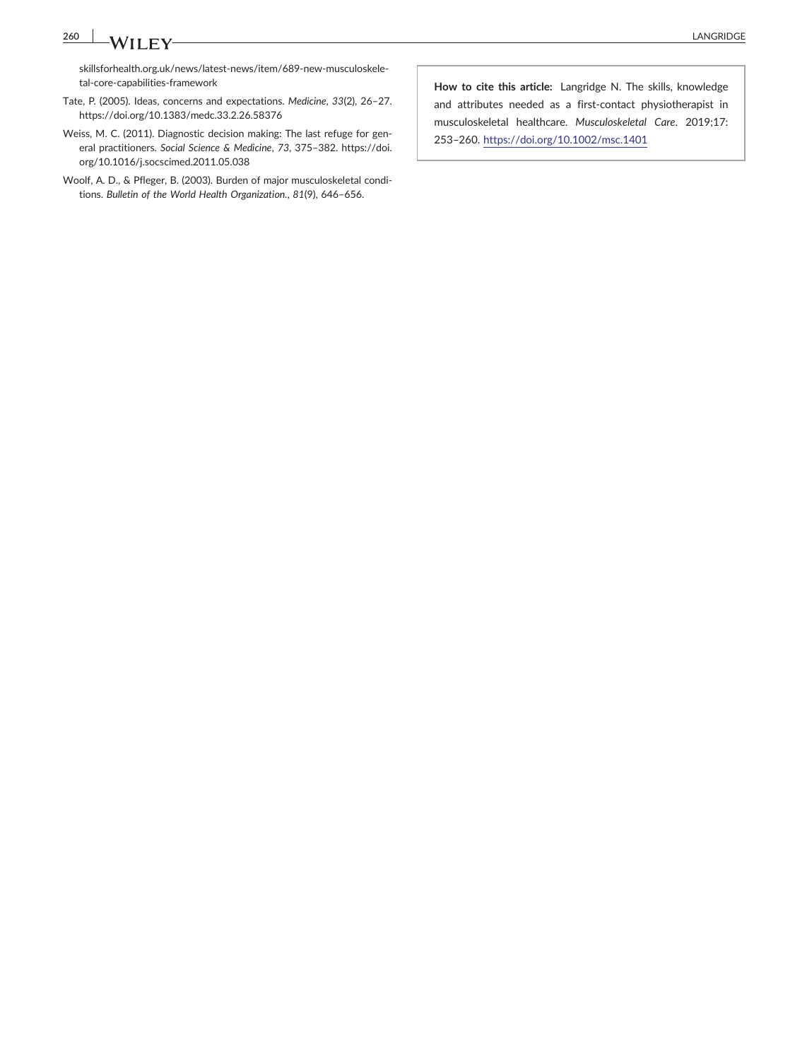skillsforhealth.org.uk/news/latest-news/item/689-new-musculoskeletal-core-capabilities-framework

Tate, P. (2005). Ideas, concerns and expectations. *Medicine*, *33*(2), 26–27. https://doi.org/10.1383/medc.33.2.26.58376

Weiss, M. C. (2011). Diagnostic decision making: The last refuge for general practitioners. *Social Science & Medicine*, *73*, 375–382. https://doi.org/10.1016/j.socscimed.2011.05.038

Woolf, A. D., & Pfleger, B. (2003). Burden of major musculoskeletal conditions. *Bulletin of the World Health Organization.*, *81*(9), 646–656.

**How to cite this article:** Langridge N. The skills, knowledge and attributes needed as a first-contact physiotherapist in musculoskeletal healthcare. *Musculoskeletal Care*. 2019;17:253–260. https://doi.org/10.1002/msc.1401